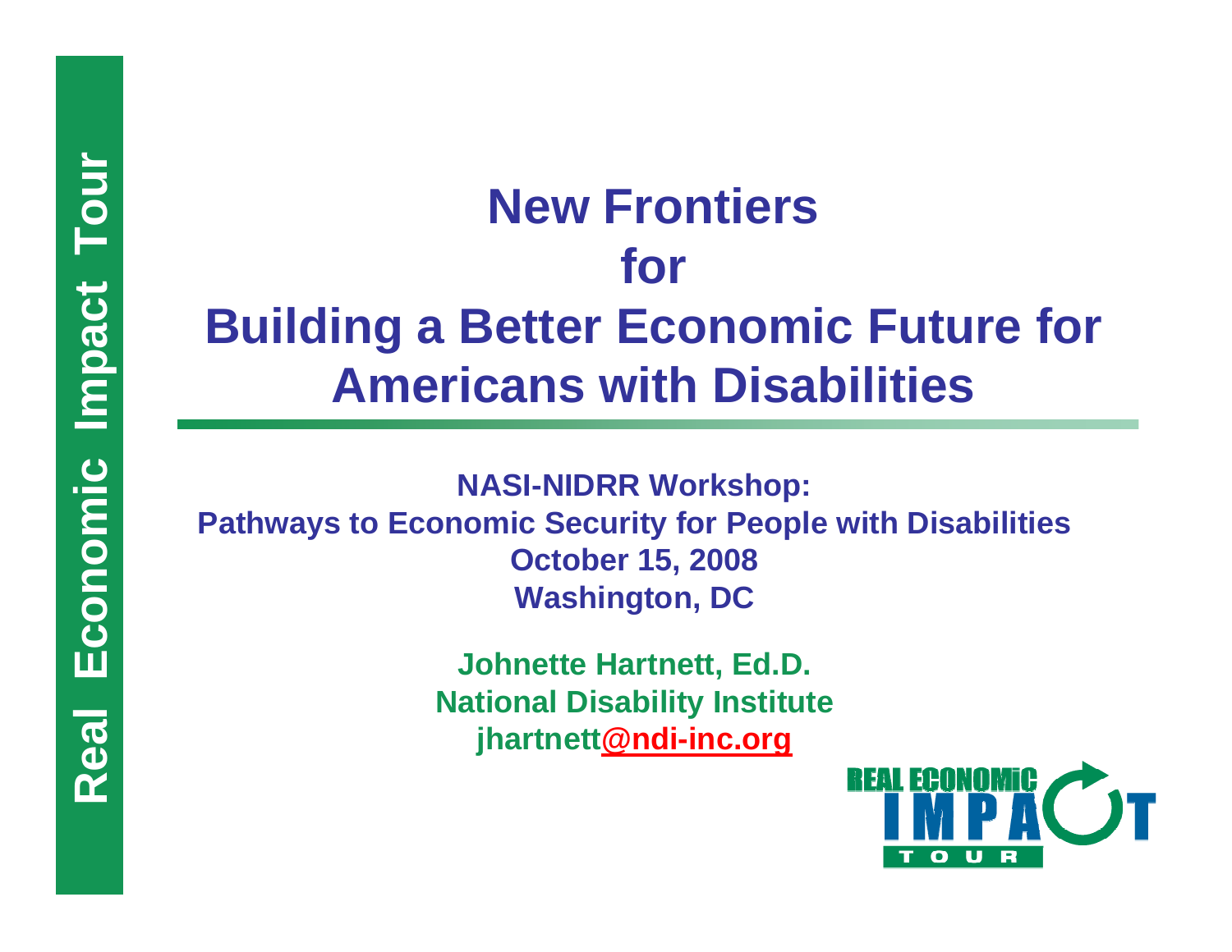# New Frontiers for Building a Better Economic Future for Americans with Disabilities

**NASI-NIDRR Workshop:**
**Pathways to Economic Security for People with Disabilities**
**October 15, 2008**
**Washington, DC**

**Johnette Hartnett, Ed.D.**
**National Disability Institute**
**jhartnett@ndi-inc.org**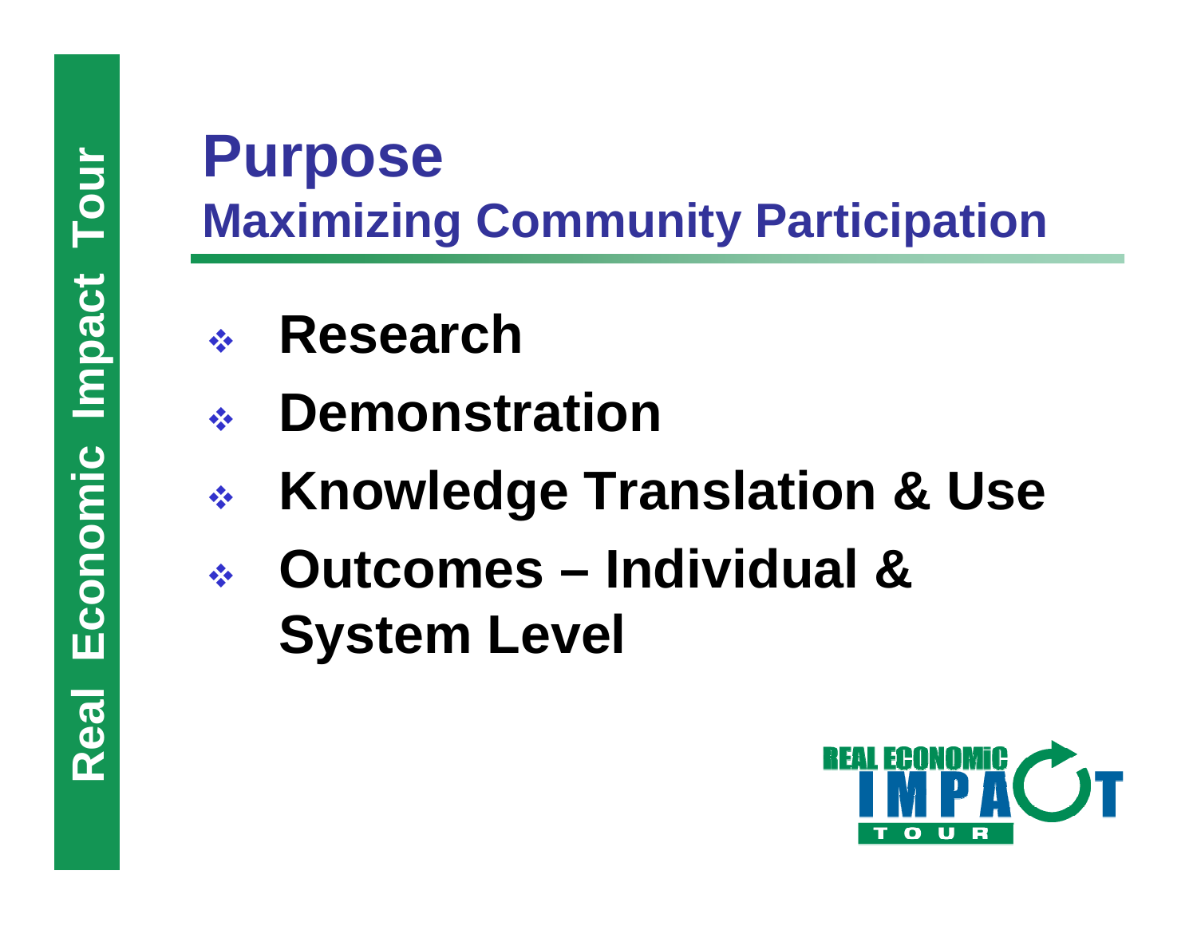# Purpose

## Maximizing Community Participation

- **Research**
- **Demonstration**
- **Knowledge Translation & Use**
- **Outcomes – Individual & System Level**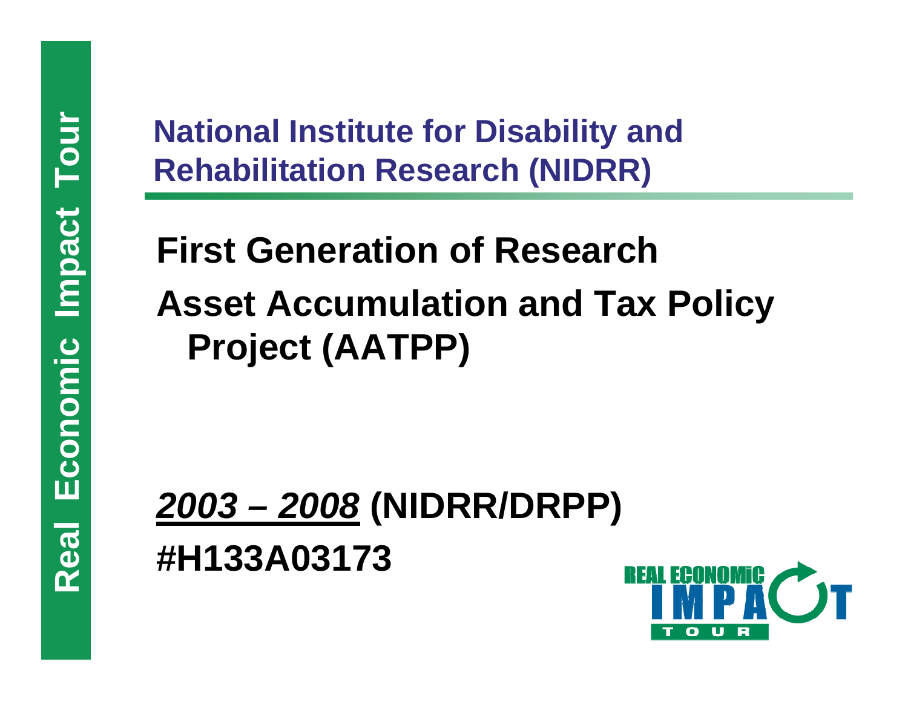## National Institute for Disability and Rehabilitation Research (NIDRR)

# First Generation of Research

# Asset Accumulation and Tax Policy Project (AATPP)

***2003 – 2008*** **(NIDRR/DRPP)**

**#H133A03173**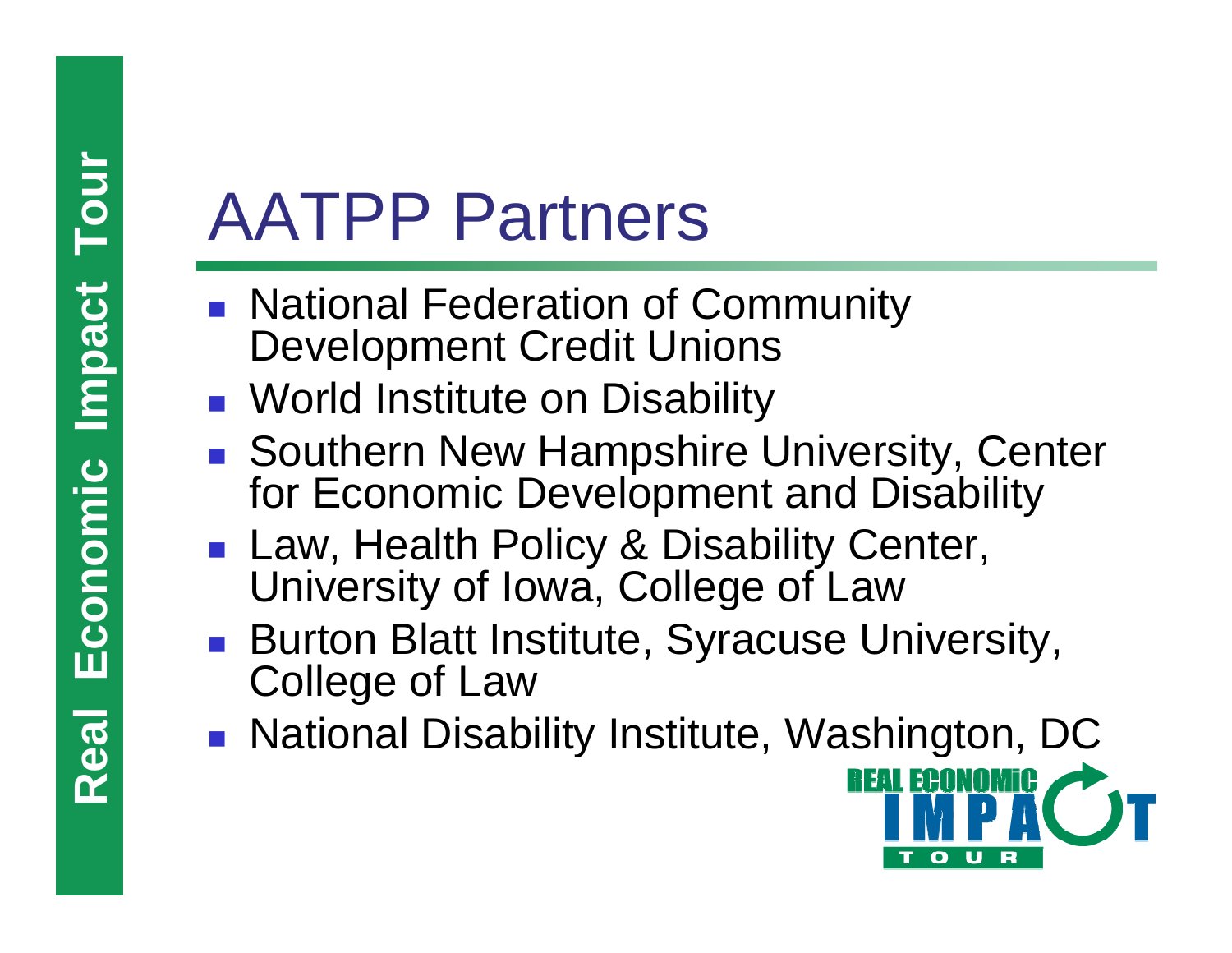# AATPP Partners

- National Federation of Community Development Credit Unions
- World Institute on Disability
- Southern New Hampshire University, Center for Economic Development and Disability
- Law, Health Policy & Disability Center, University of Iowa, College of Law
- Burton Blatt Institute, Syracuse University, College of Law
- National Disability Institute, Washington, DC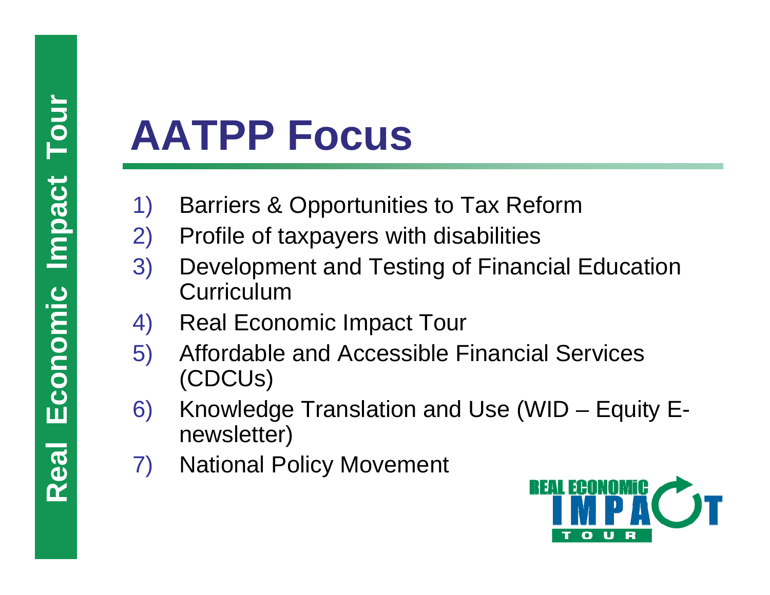# AATPP Focus

1) Barriers & Opportunities to Tax Reform
2) Profile of taxpayers with disabilities
3) Development and Testing of Financial Education Curriculum
4) Real Economic Impact Tour
5) Affordable and Accessible Financial Services (CDCUs)
6) Knowledge Translation and Use (WID – Equity E-newsletter)
7) National Policy Movement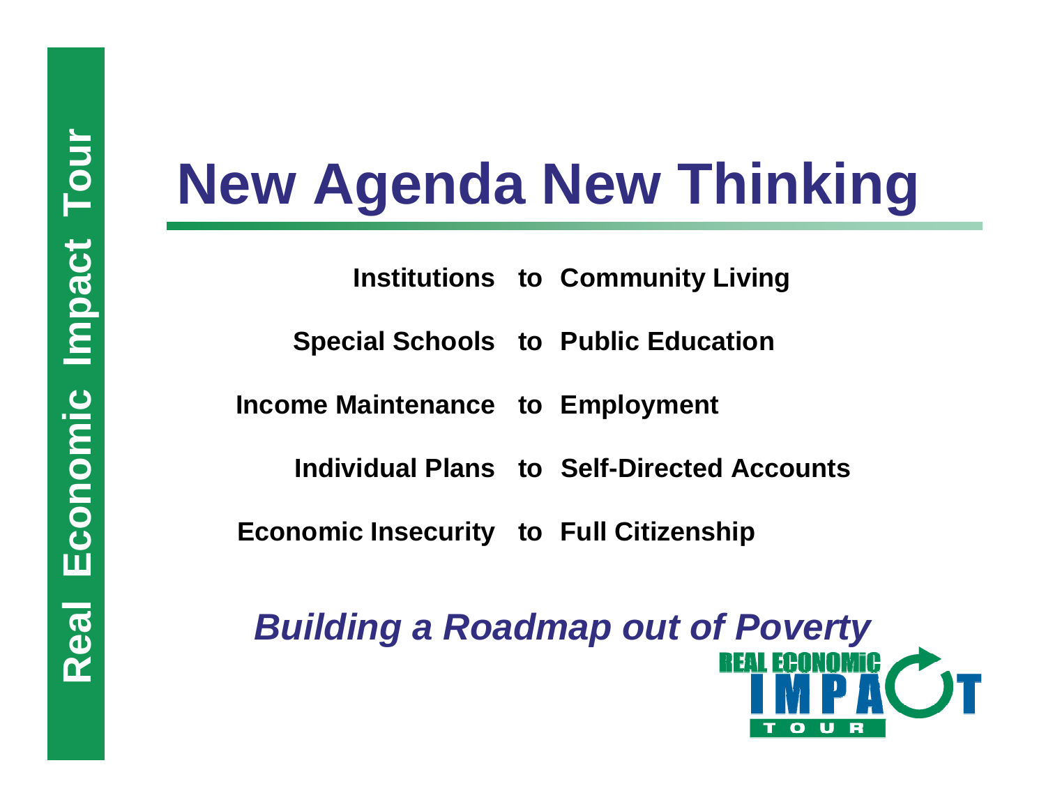# New Agenda New Thinking

| | | |
|---|---|---|
| **Institutions** | **to** | **Community Living** |
| **Special Schools** | **to** | **Public Education** |
| **Income Maintenance** | **to** | **Employment** |
| **Individual Plans** | **to** | **Self-Directed Accounts** |
| **Economic Insecurity** | **to** | **Full Citizenship** |

***Building a Roadmap out of Poverty***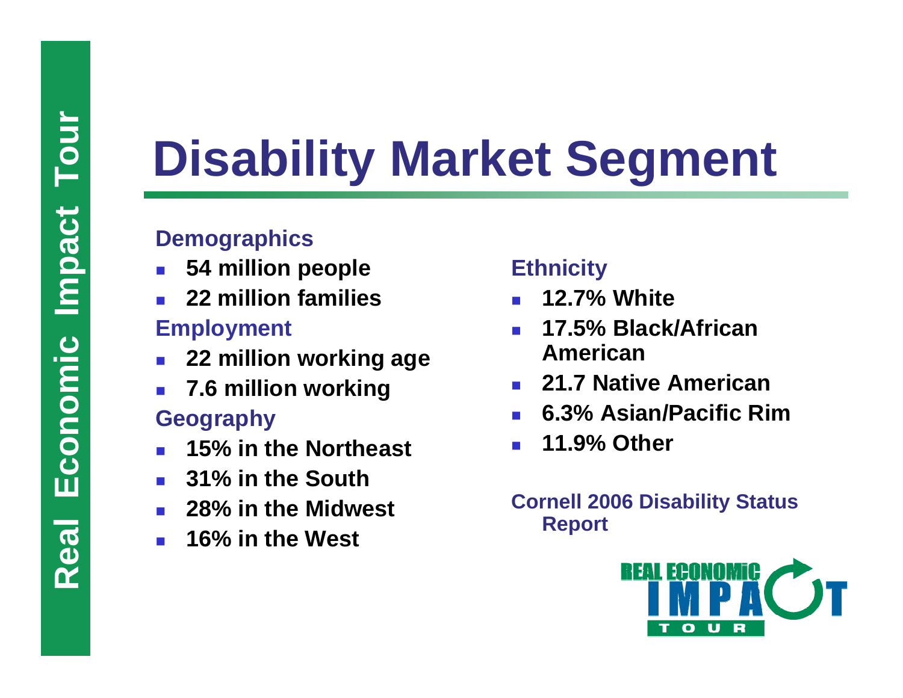# Disability Market Segment

**Demographics**

- **54 million people**
- **22 million families**

**Employment**

- **22 million working age**
- **7.6 million working**

**Geography**

- **15% in the Northeast**
- **31% in the South**
- **28% in the Midwest**
- **16% in the West**

**Ethnicity**

- **12.7% White**
- **17.5% Black/African American**
- **21.7 Native American**
- **6.3% Asian/Pacific Rim**
- **11.9% Other**

**Cornell 2006 Disability Status Report**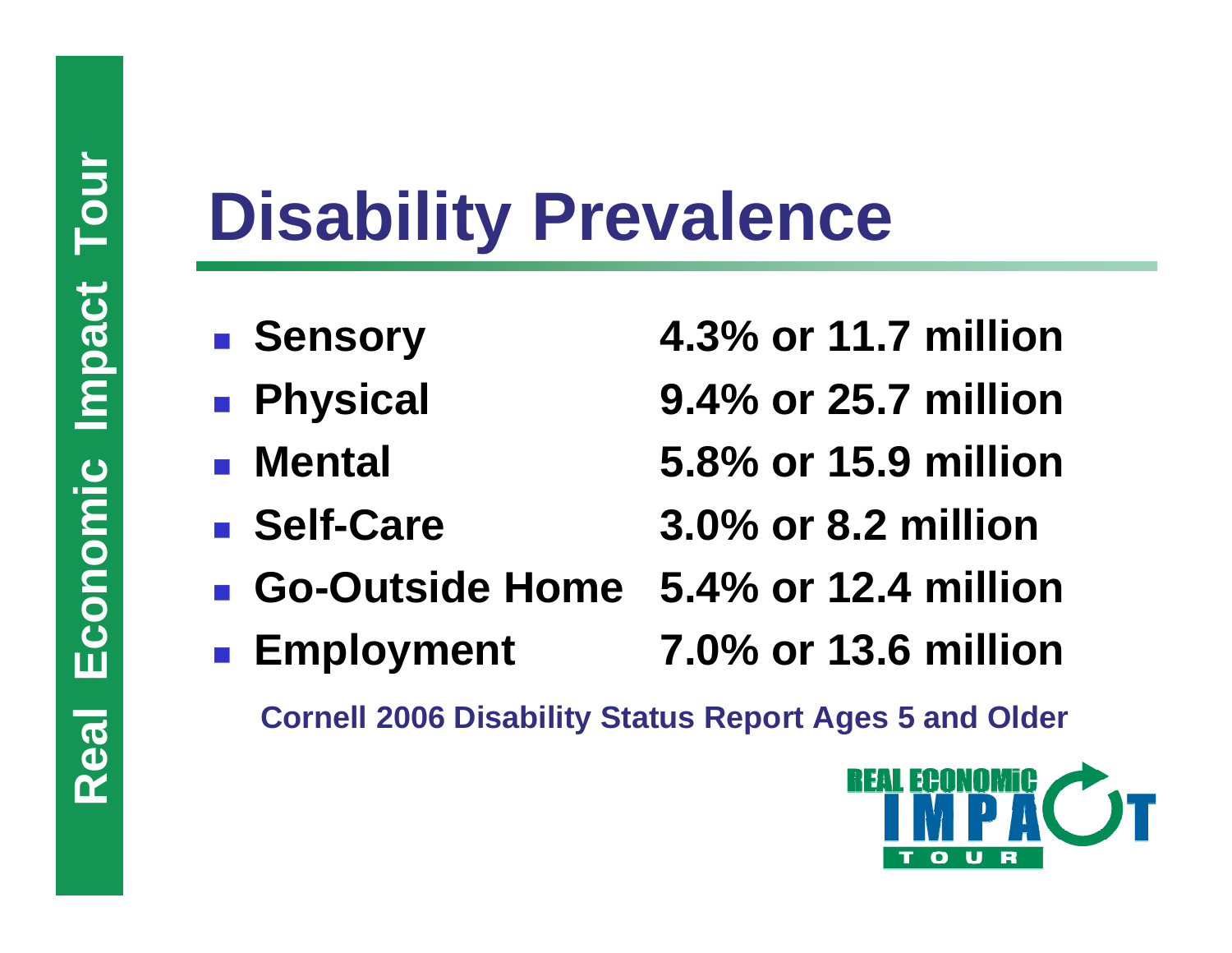# Disability Prevalence

- **Sensory** — **4.3% or 11.7 million**
- **Physical** — **9.4% or 25.7 million**
- **Mental** — **5.8% or 15.9 million**
- **Self-Care** — **3.0% or 8.2 million**
- **Go-Outside Home** — **5.4% or 12.4 million**
- **Employment** — **7.0% or 13.6 million**

**Cornell 2006 Disability Status Report Ages 5 and Older**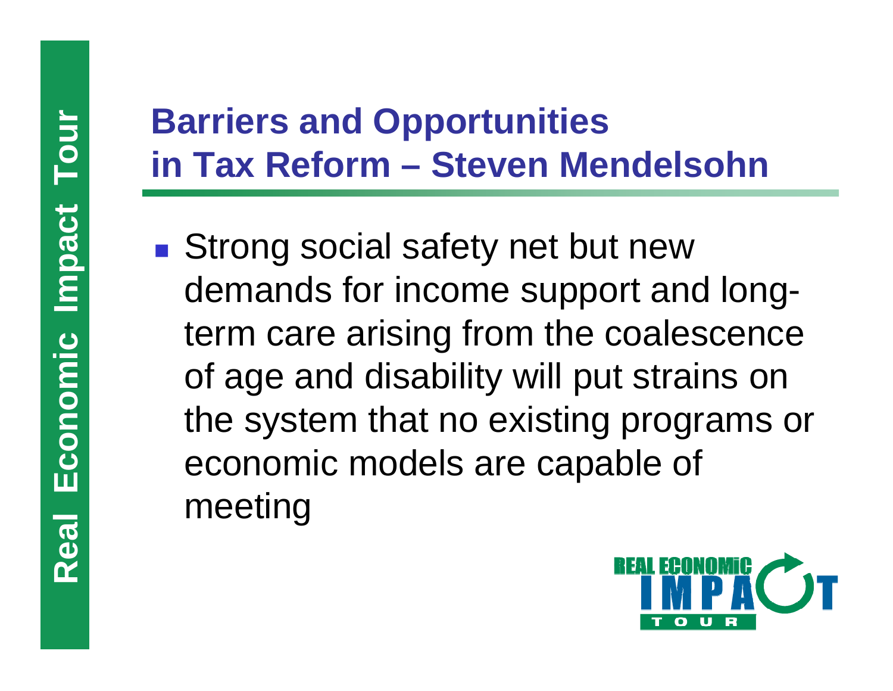## Barriers and Opportunities in Tax Reform – Steven Mendelsohn

- Strong social safety net but new demands for income support and long-term care arising from the coalescence of age and disability will put strains on the system that no existing programs or economic models are capable of meeting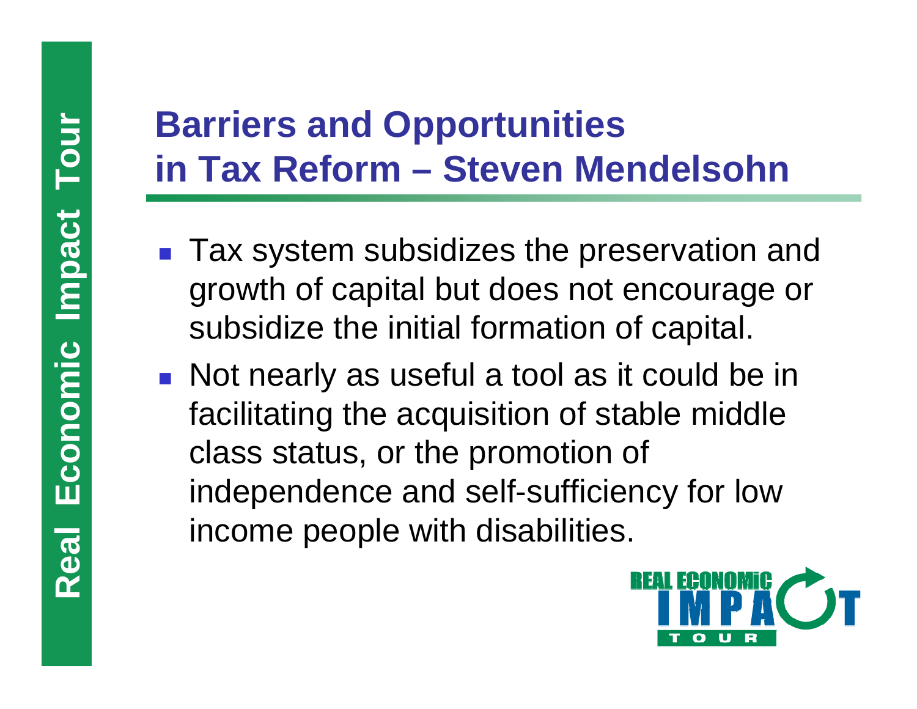# Barriers and Opportunities in Tax Reform – Steven Mendelsohn

- Tax system subsidizes the preservation and growth of capital but does not encourage or subsidize the initial formation of capital.
- Not nearly as useful a tool as it could be in facilitating the acquisition of stable middle class status, or the promotion of independence and self-sufficiency for low income people with disabilities.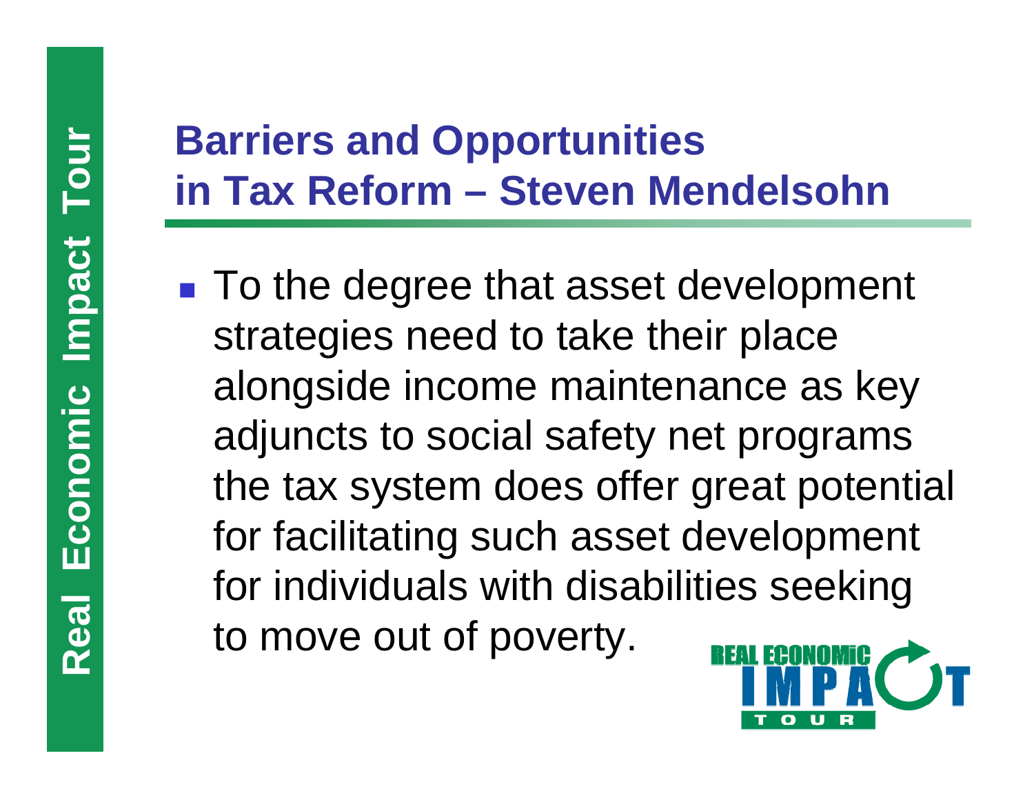## Barriers and Opportunities in Tax Reform – Steven Mendelsohn

- To the degree that asset development strategies need to take their place alongside income maintenance as key adjuncts to social safety net programs the tax system does offer great potential for facilitating such asset development for individuals with disabilities seeking to move out of poverty.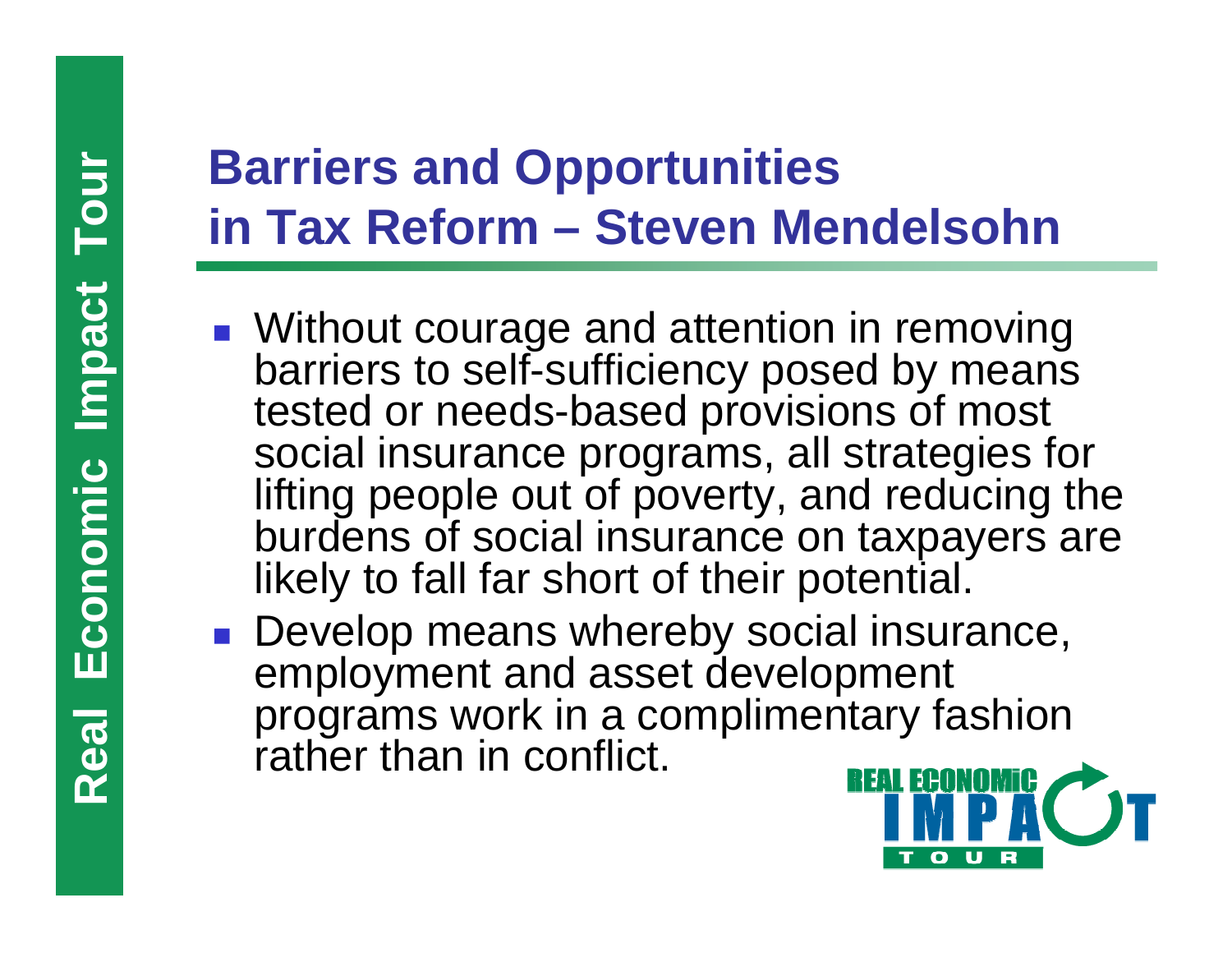# Barriers and Opportunities in Tax Reform – Steven Mendelsohn

- Without courage and attention in removing barriers to self-sufficiency posed by means tested or needs-based provisions of most social insurance programs, all strategies for lifting people out of poverty, and reducing the burdens of social insurance on taxpayers are likely to fall far short of their potential.
- Develop means whereby social insurance, employment and asset development programs work in a complimentary fashion rather than in conflict.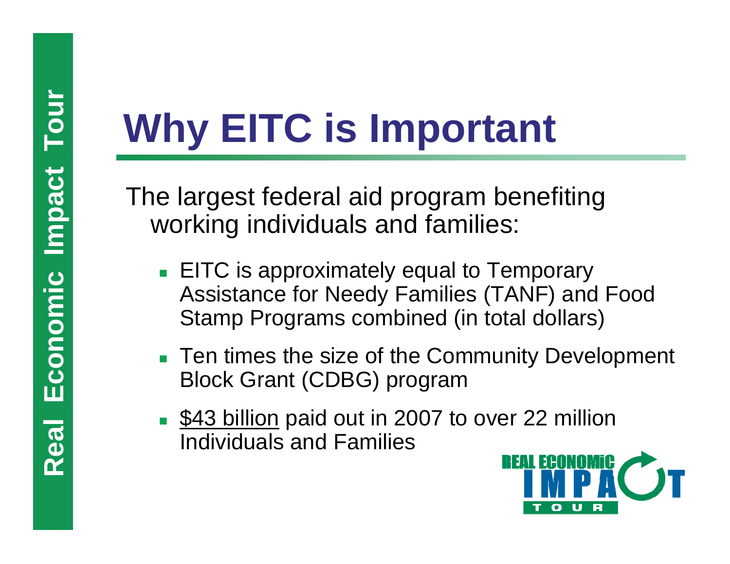# Why EITC is Important

The largest federal aid program benefiting working individuals and families:

- EITC is approximately equal to Temporary Assistance for Needy Families (TANF) and Food Stamp Programs combined (in total dollars)
- Ten times the size of the Community Development Block Grant (CDBG) program
- $43 billion paid out in 2007 to over 22 million Individuals and Families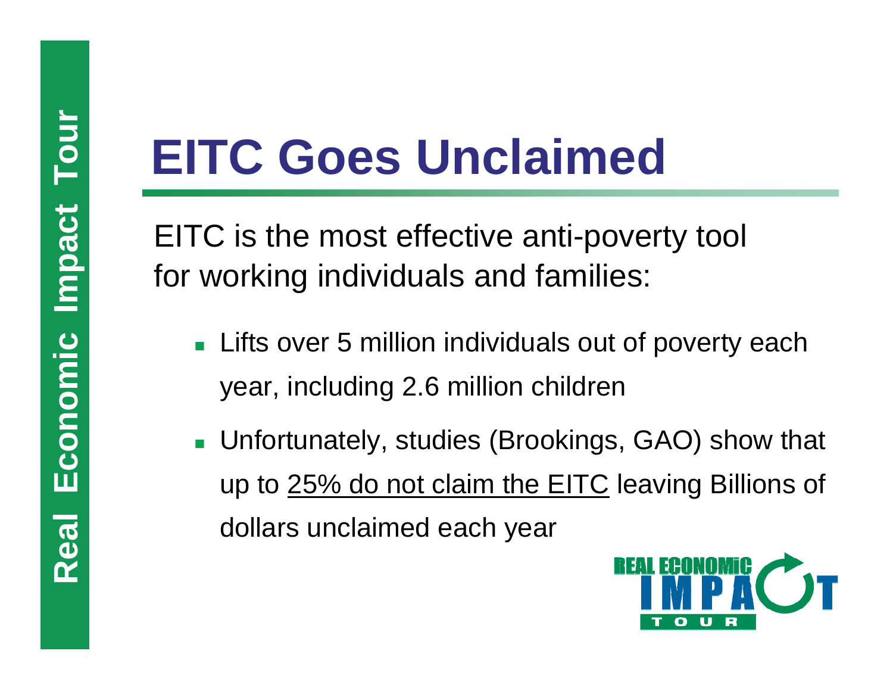# EITC Goes Unclaimed

EITC is the most effective anti-poverty tool for working individuals and families:

- Lifts over 5 million individuals out of poverty each year, including 2.6 million children
- Unfortunately, studies (Brookings, GAO) show that up to <u>25% do not claim the EITC</u> leaving Billions of dollars unclaimed each year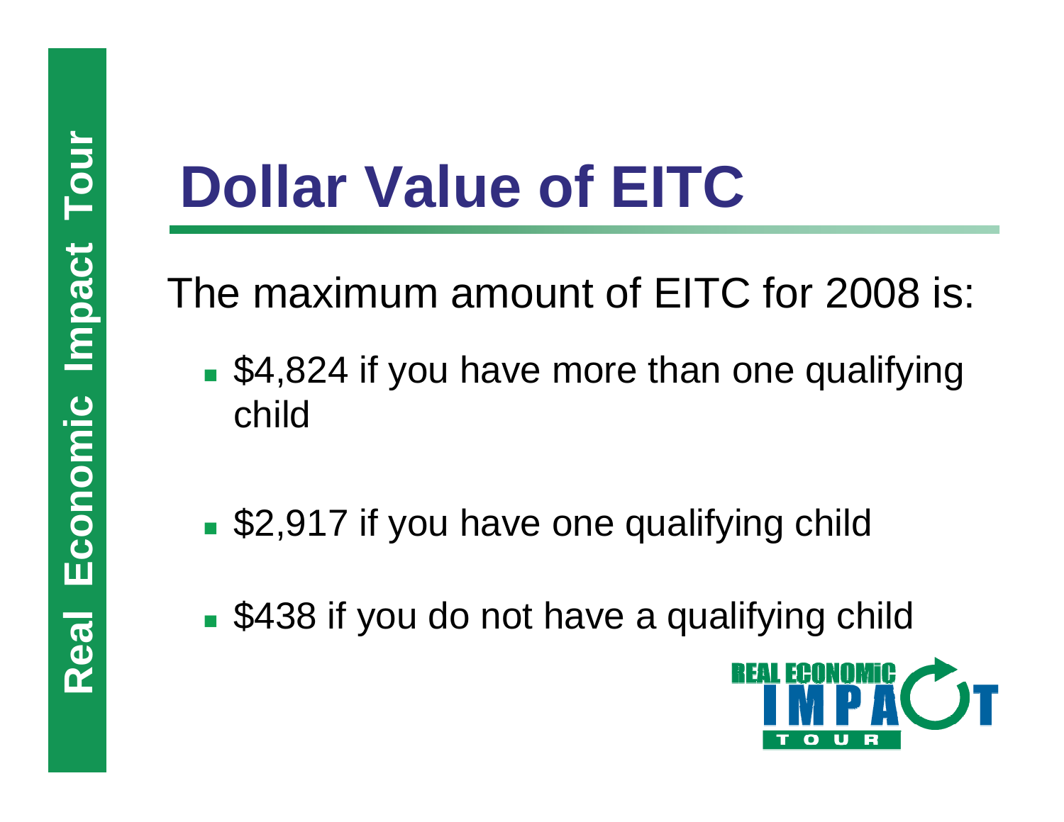# Dollar Value of EITC

The maximum amount of EITC for 2008 is:

- $4,824 if you have more than one qualifying child
- $2,917 if you have one qualifying child
- $438 if you do not have a qualifying child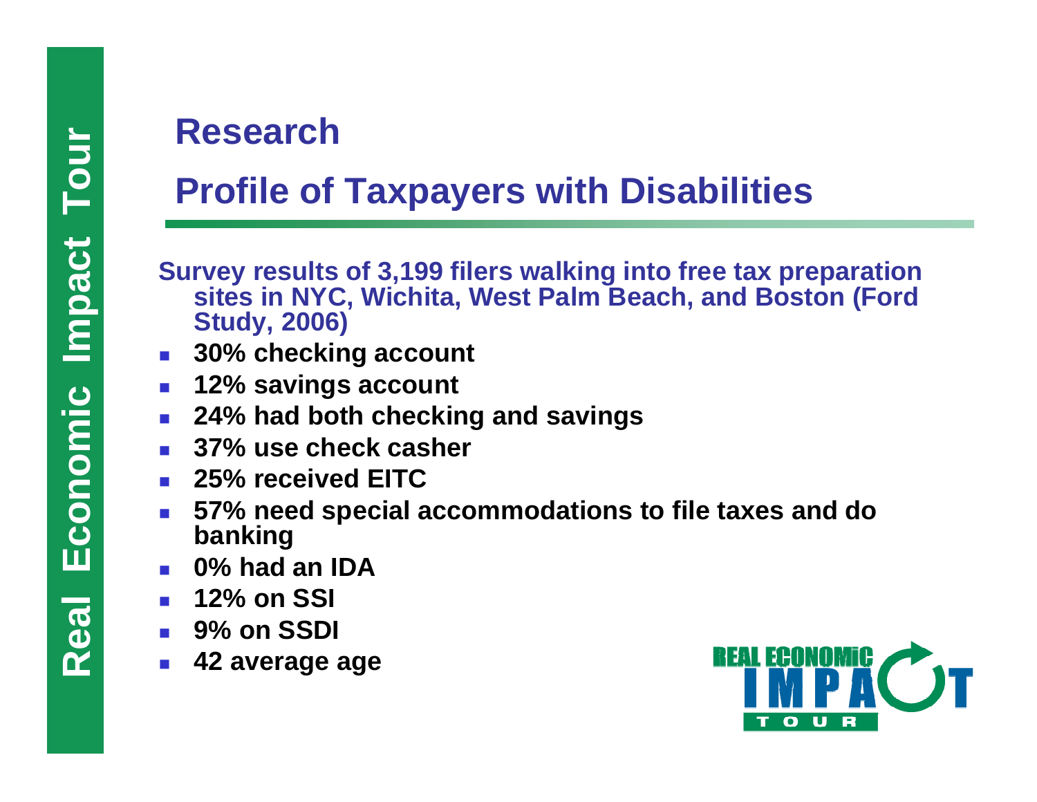# Research

## Profile of Taxpayers with Disabilities

**Survey results of 3,199 filers walking into free tax preparation sites in NYC, Wichita, West Palm Beach, and Boston (Ford Study, 2006)**

- **30% checking account**
- **12% savings account**
- **24% had both checking and savings**
- **37% use check casher**
- **25% received EITC**
- **57% need special accommodations to file taxes and do banking**
- **0% had an IDA**
- **12% on SSI**
- **9% on SSDI**
- **42 average age**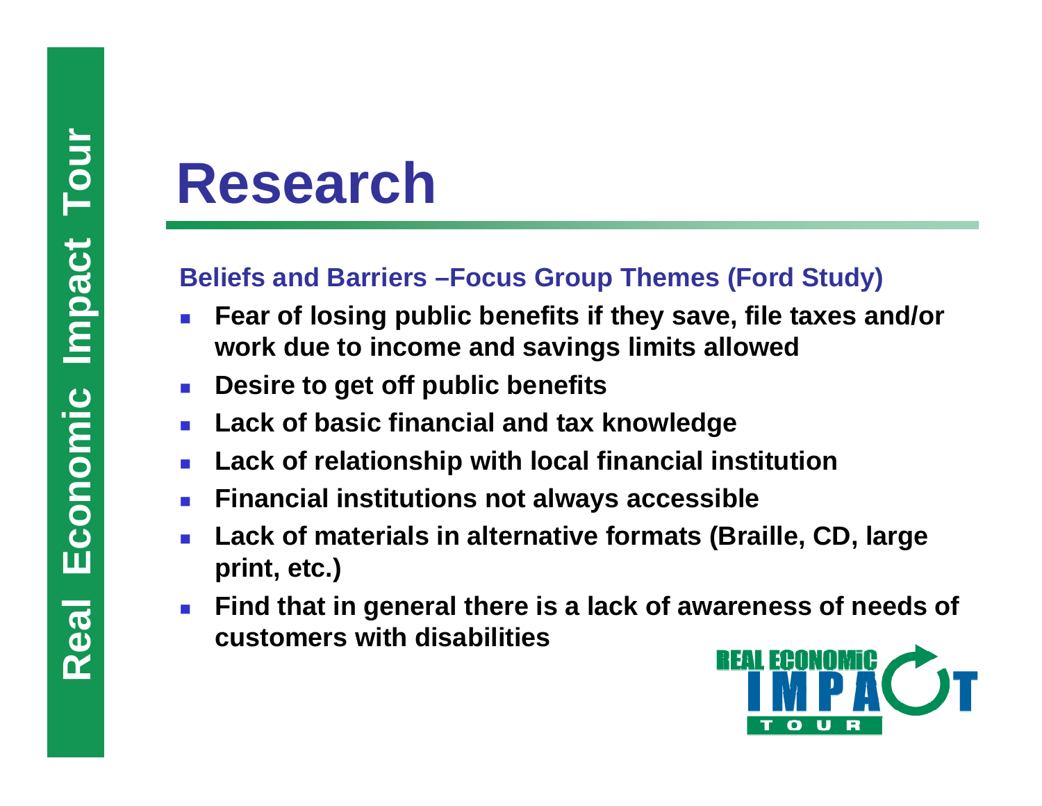# Research

### Beliefs and Barriers –Focus Group Themes (Ford Study)

- **Fear of losing public benefits if they save, file taxes and/or work due to income and savings limits allowed**
- **Desire to get off public benefits**
- **Lack of basic financial and tax knowledge**
- **Lack of relationship with local financial institution**
- **Financial institutions not always accessible**
- **Lack of materials in alternative formats (Braille, CD, large print, etc.)**
- **Find that in general there is a lack of awareness of needs of customers with disabilities**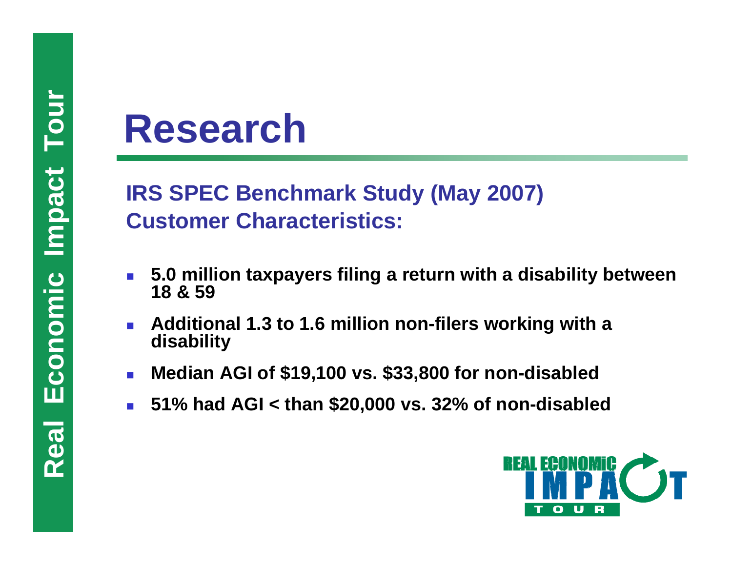# Research

## IRS SPEC Benchmark Study (May 2007) Customer Characteristics:

- **5.0 million taxpayers filing a return with a disability between 18 & 59**
- **Additional 1.3 to 1.6 million non-filers working with a disability**
- **Median AGI of $19,100 vs. $33,800 for non-disabled**
- **51% had AGI < than $20,000 vs. 32% of non-disabled**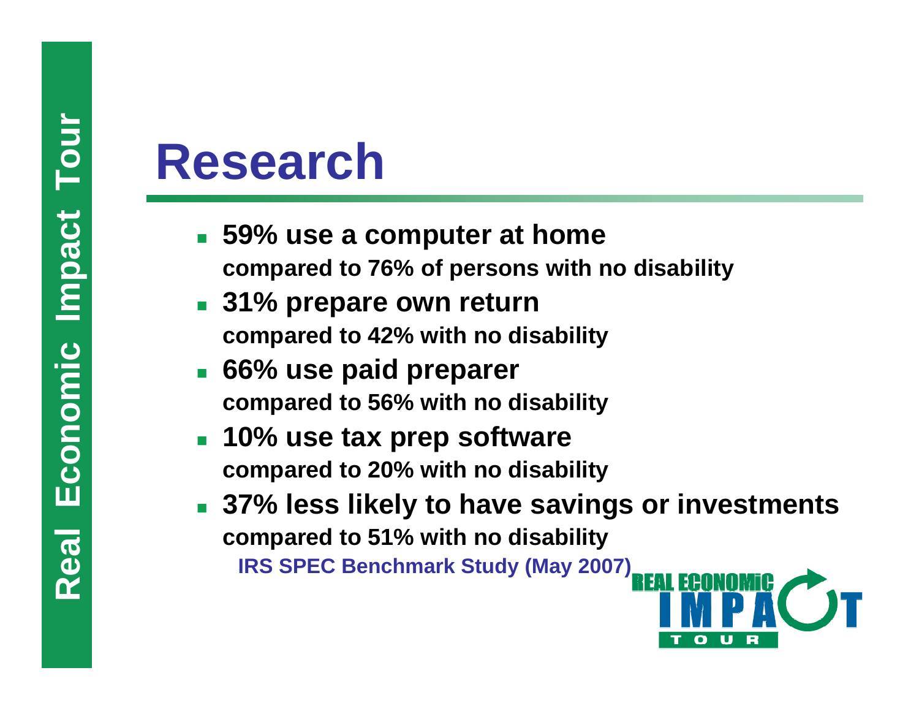# Research

- **59% use a computer at home**
  **compared to 76% of persons with no disability**
- **31% prepare own return**
  **compared to 42% with no disability**
- **66% use paid preparer**
  **compared to 56% with no disability**
- **10% use tax prep software**
  **compared to 20% with no disability**
- **37% less likely to have savings or investments**
  **compared to 51% with no disability**

**IRS SPEC Benchmark Study (May 2007)**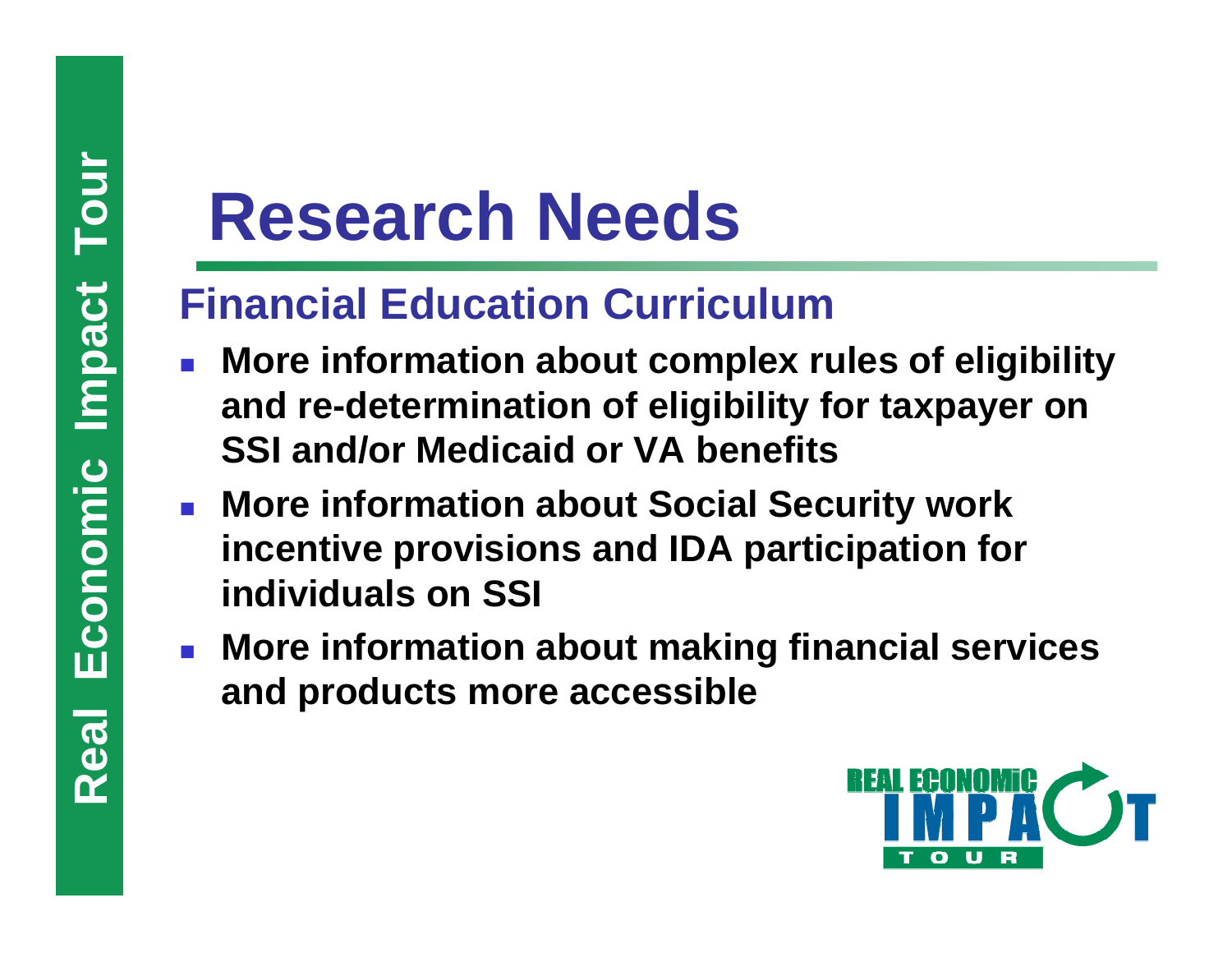# Research Needs

## Financial Education Curriculum

- More information about complex rules of eligibility and re-determination of eligibility for taxpayer on SSI and/or Medicaid or VA benefits
- More information about Social Security work incentive provisions and IDA participation for individuals on SSI
- More information about making financial services and products more accessible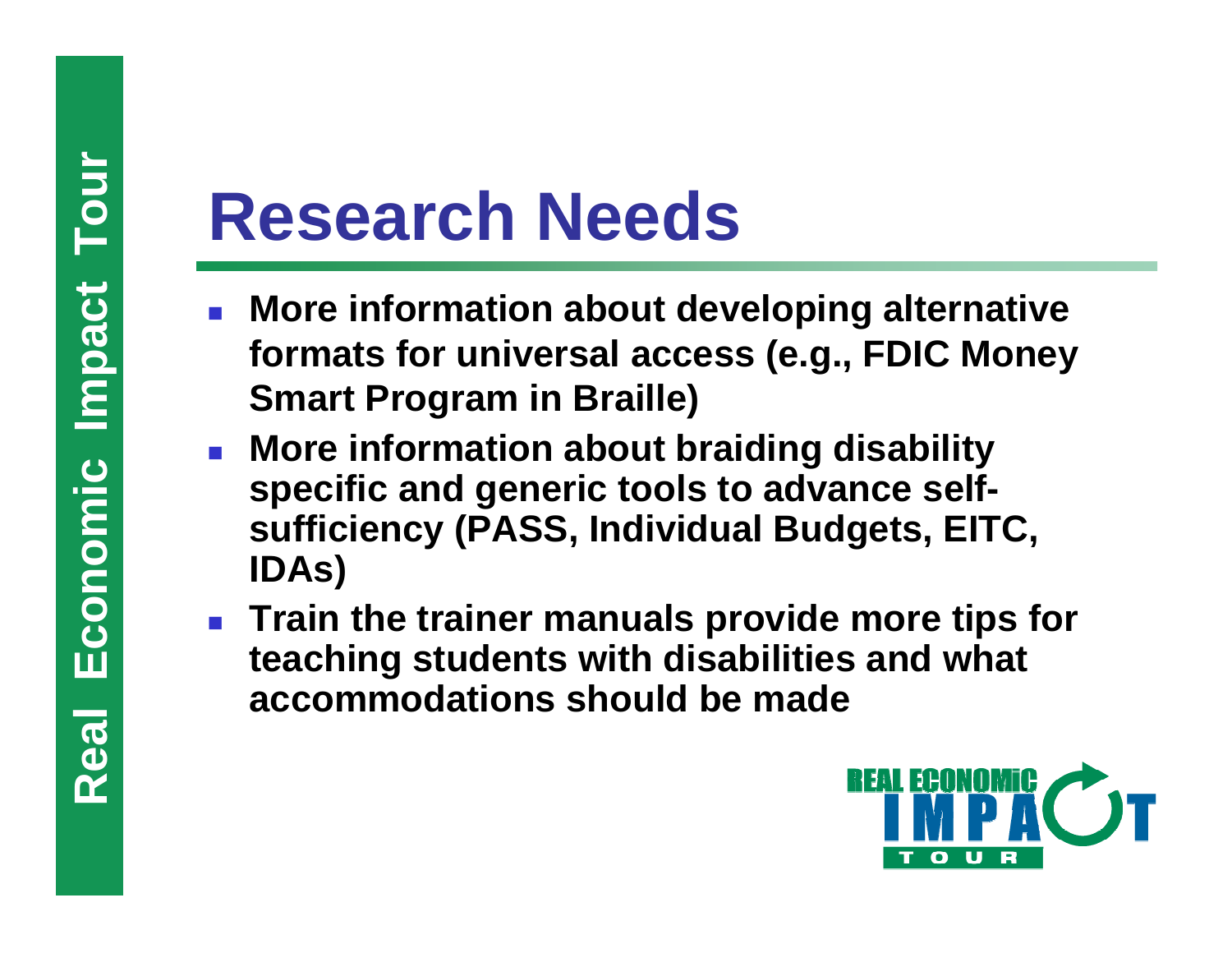# Research Needs

- **More information about developing alternative formats for universal access (e.g., FDIC Money Smart Program in Braille)**
- **More information about braiding disability specific and generic tools to advance self-sufficiency (PASS, Individual Budgets, EITC, IDAs)**
- **Train the trainer manuals provide more tips for teaching students with disabilities and what accommodations should be made**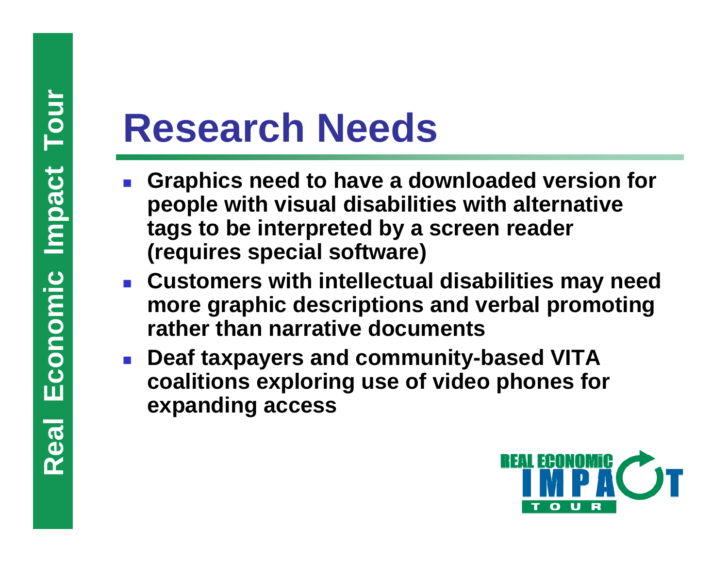# Research Needs

- **Graphics need to have a downloaded version for people with visual disabilities with alternative tags to be interpreted by a screen reader (requires special software)**
- **Customers with intellectual disabilities may need more graphic descriptions and verbal promoting rather than narrative documents**
- **Deaf taxpayers and community-based VITA coalitions exploring use of video phones for expanding access**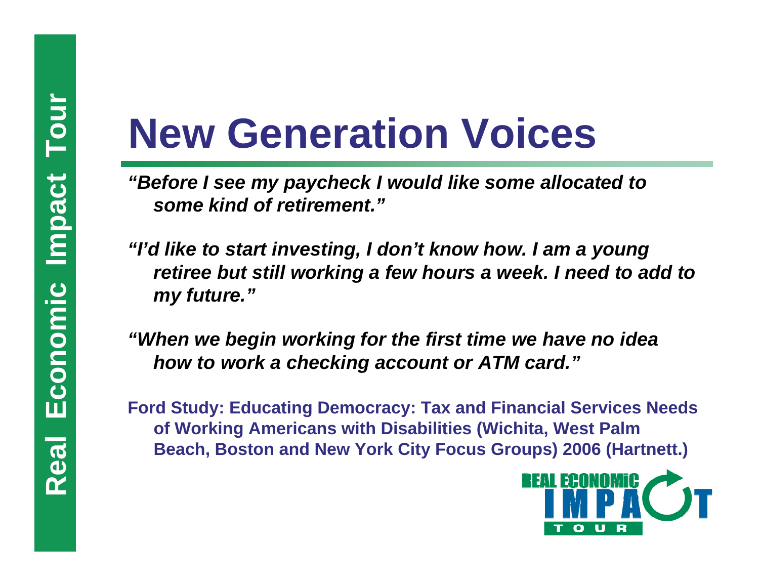# New Generation Voices

*"Before I see my paycheck I would like some allocated to some kind of retirement."*

*"I'd like to start investing, I don't know how. I am a young retiree but still working a few hours a week. I need to add to my future."*

*"When we begin working for the first time we have no idea how to work a checking account or ATM card."*

**Ford Study: Educating Democracy: Tax and Financial Services Needs of Working Americans with Disabilities (Wichita, West Palm Beach, Boston and New York City Focus Groups) 2006 (Hartnett.)**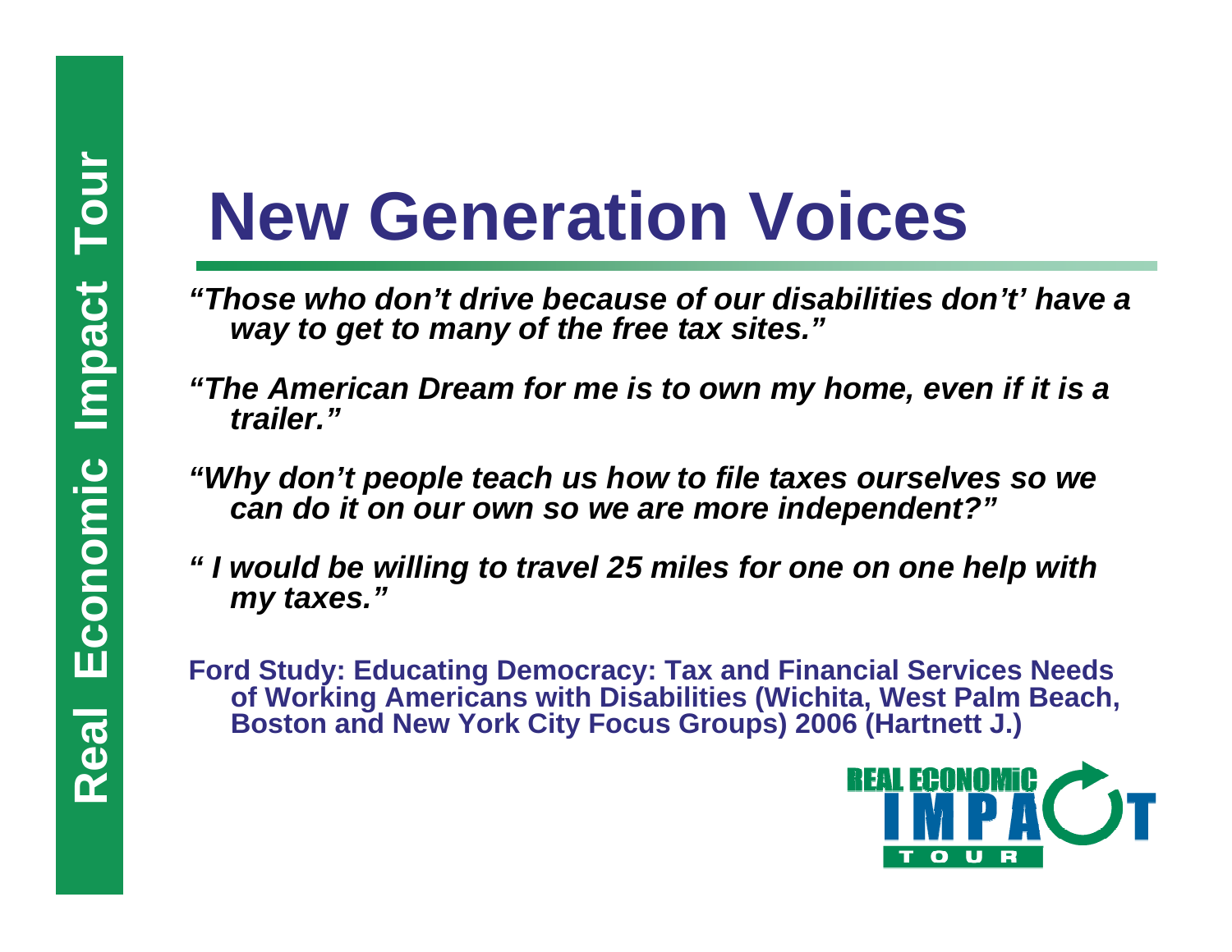# New Generation Voices

*"Those who don't drive because of our disabilities don't' have a way to get to many of the free tax sites."*

*"The American Dream for me is to own my home, even if it is a trailer."*

*"Why don't people teach us how to file taxes ourselves so we can do it on our own so we are more independent?"*

*" I would be willing to travel 25 miles for one on one help with my taxes."*

**Ford Study: Educating Democracy: Tax and Financial Services Needs of Working Americans with Disabilities (Wichita, West Palm Beach, Boston and New York City Focus Groups) 2006 (Hartnett J.)**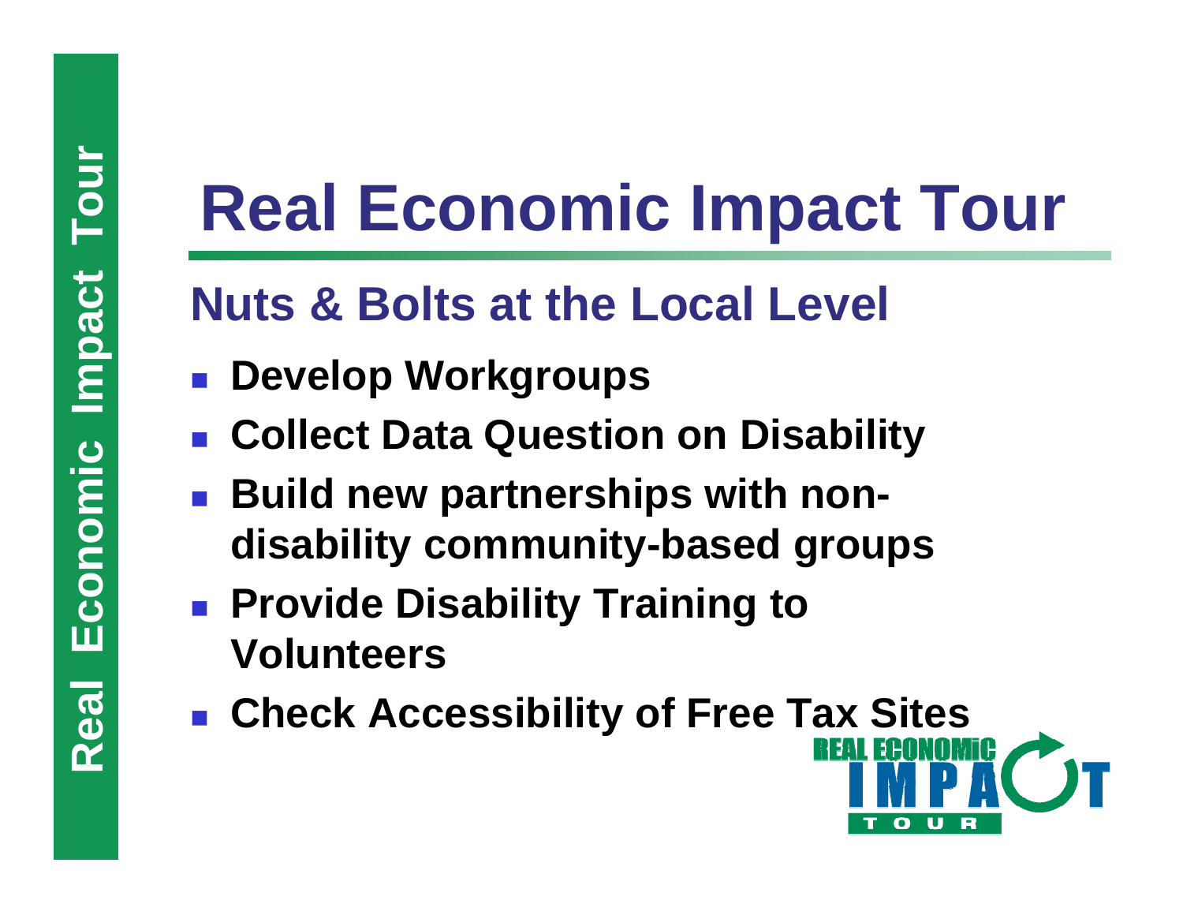# Real Economic Impact Tour

## Nuts & Bolts at the Local Level

- **Develop Workgroups**
- **Collect Data Question on Disability**
- **Build new partnerships with non-disability community-based groups**
- **Provide Disability Training to Volunteers**
- **Check Accessibility of Free Tax Sites**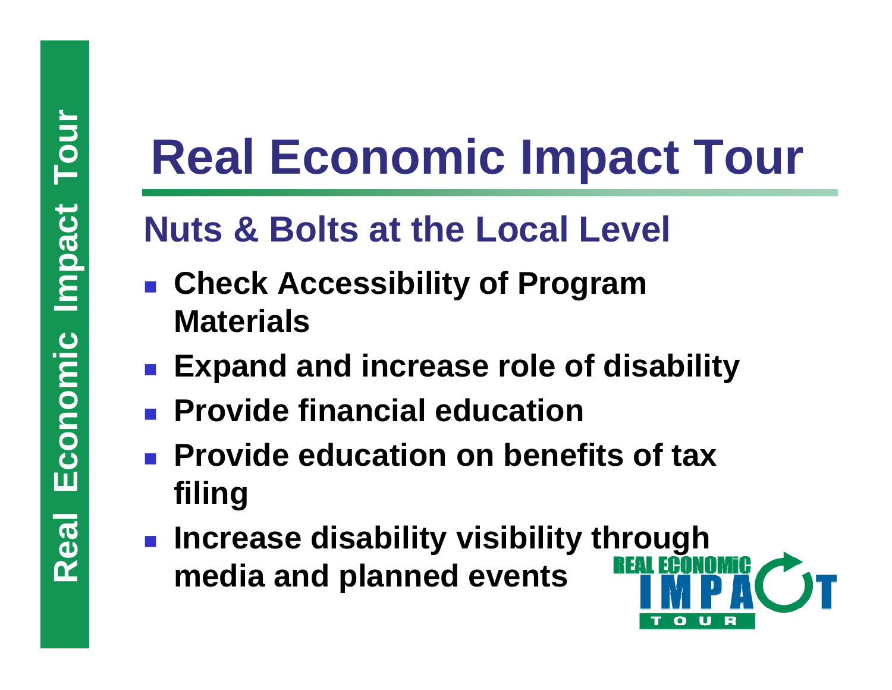# Real Economic Impact Tour

## Nuts & Bolts at the Local Level

- Check Accessibility of Program Materials
- Expand and increase role of disability
- Provide financial education
- Provide education on benefits of tax filing
- Increase disability visibility through media and planned events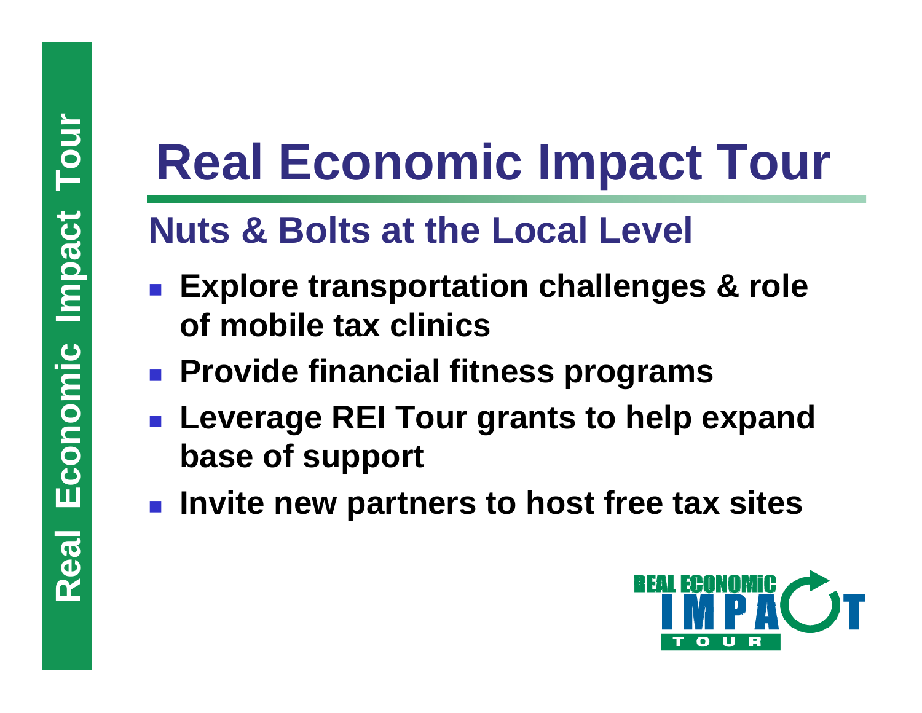# Real Economic Impact Tour

## Nuts & Bolts at the Local Level

- **Explore transportation challenges & role of mobile tax clinics**
- **Provide financial fitness programs**
- **Leverage REI Tour grants to help expand base of support**
- **Invite new partners to host free tax sites**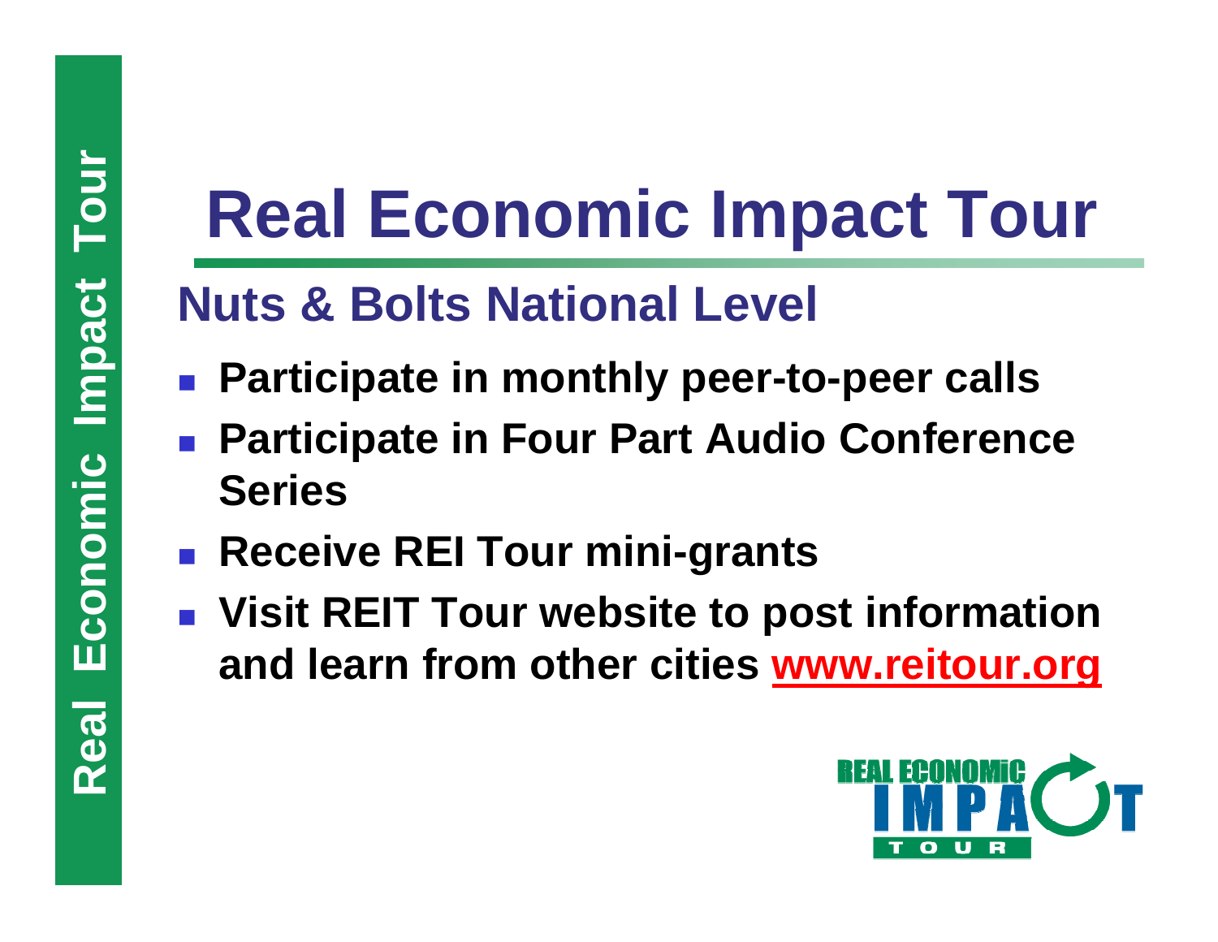# Real Economic Impact Tour

## Nuts & Bolts National Level

- Participate in monthly peer-to-peer calls
- Participate in Four Part Audio Conference Series
- Receive REI Tour mini-grants
- Visit REIT Tour website to post information and learn from other cities www.reitour.org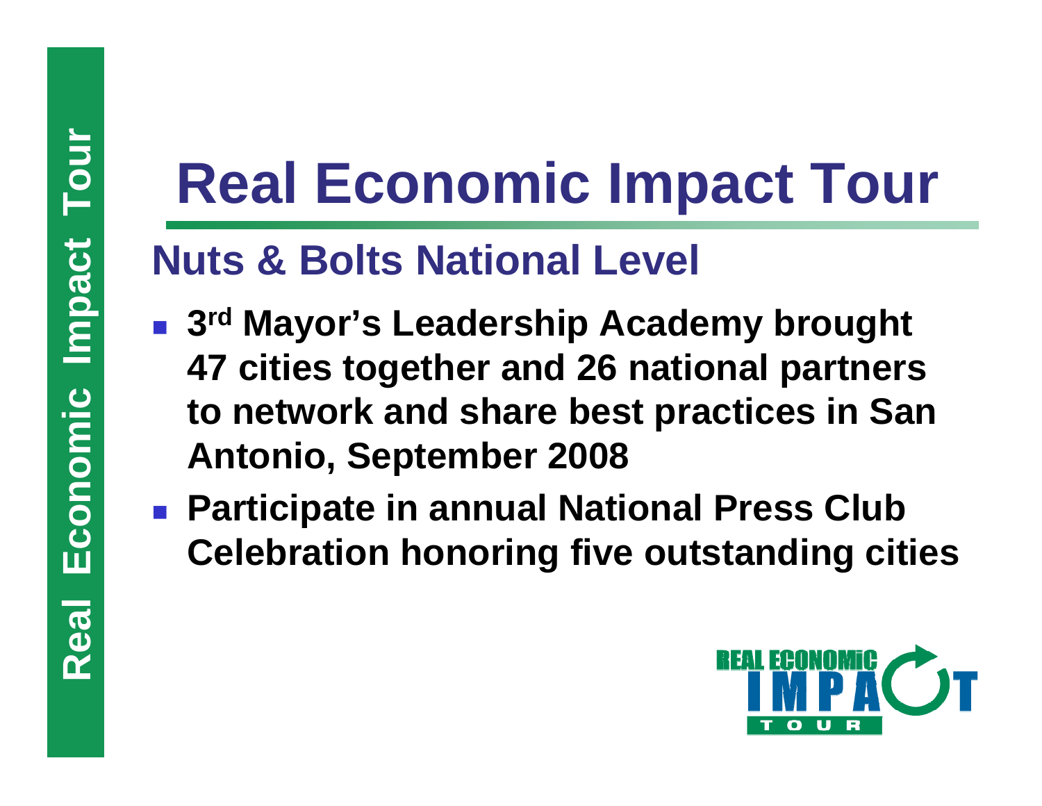# Real Economic Impact Tour

## Nuts & Bolts National Level

- **3rd Mayor's Leadership Academy brought 47 cities together and 26 national partners to network and share best practices in San Antonio, September 2008**
- **Participate in annual National Press Club Celebration honoring five outstanding cities**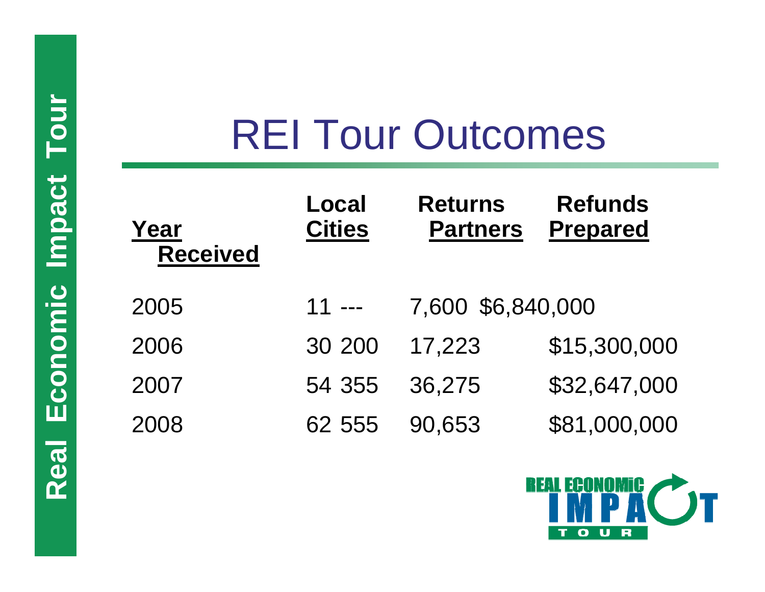# REI Tour Outcomes

| Year Received | Local Cities | | Returns Partners | Refunds Prepared |
|---|---|---|---|---|
| 2005 | 11 | --- | 7,600 | $6,840,000 |
| 2006 | 30 | 200 | 17,223 | $15,300,000 |
| 2007 | 54 | 355 | 36,275 | $32,647,000 |
| 2008 | 62 | 555 | 90,653 | $81,000,000 |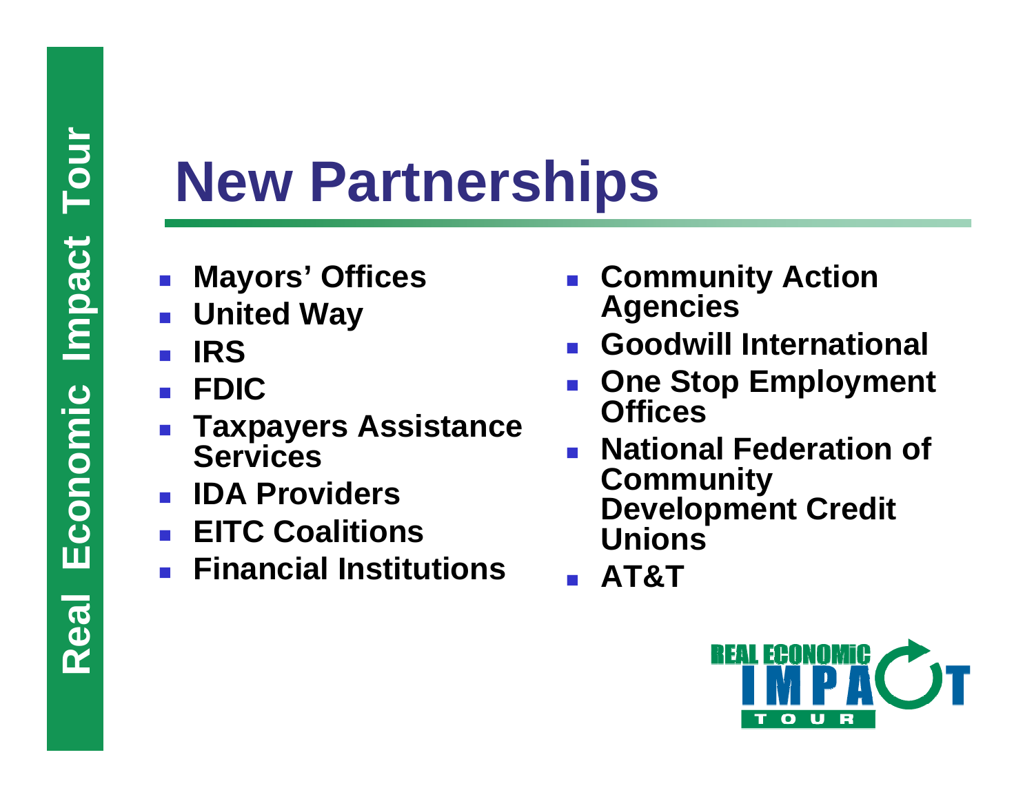# New Partnerships

- Mayors' Offices
- United Way
- IRS
- FDIC
- Taxpayers Assistance Services
- IDA Providers
- EITC Coalitions
- Financial Institutions
- Community Action Agencies
- Goodwill International
- One Stop Employment Offices
- National Federation of Community Development Credit Unions
- AT&T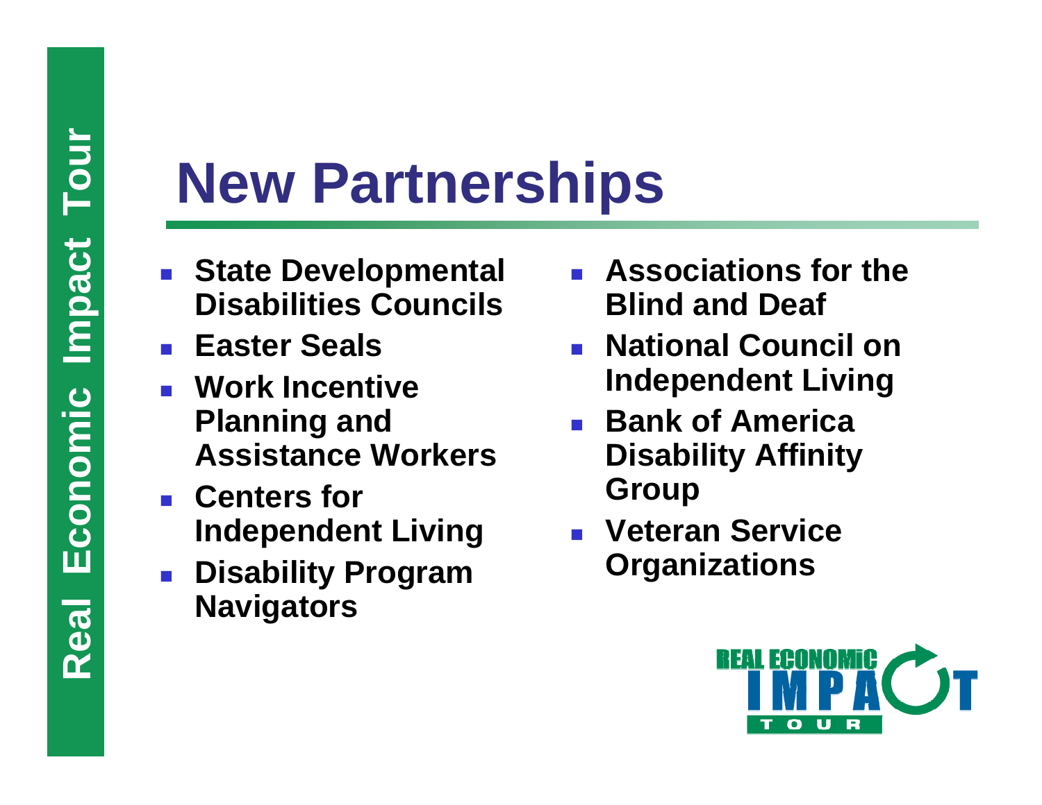# New Partnerships

- State Developmental Disabilities Councils
- Easter Seals
- Work Incentive Planning and Assistance Workers
- Centers for Independent Living
- Disability Program Navigators
- Associations for the Blind and Deaf
- National Council on Independent Living
- Bank of America Disability Affinity Group
- Veteran Service Organizations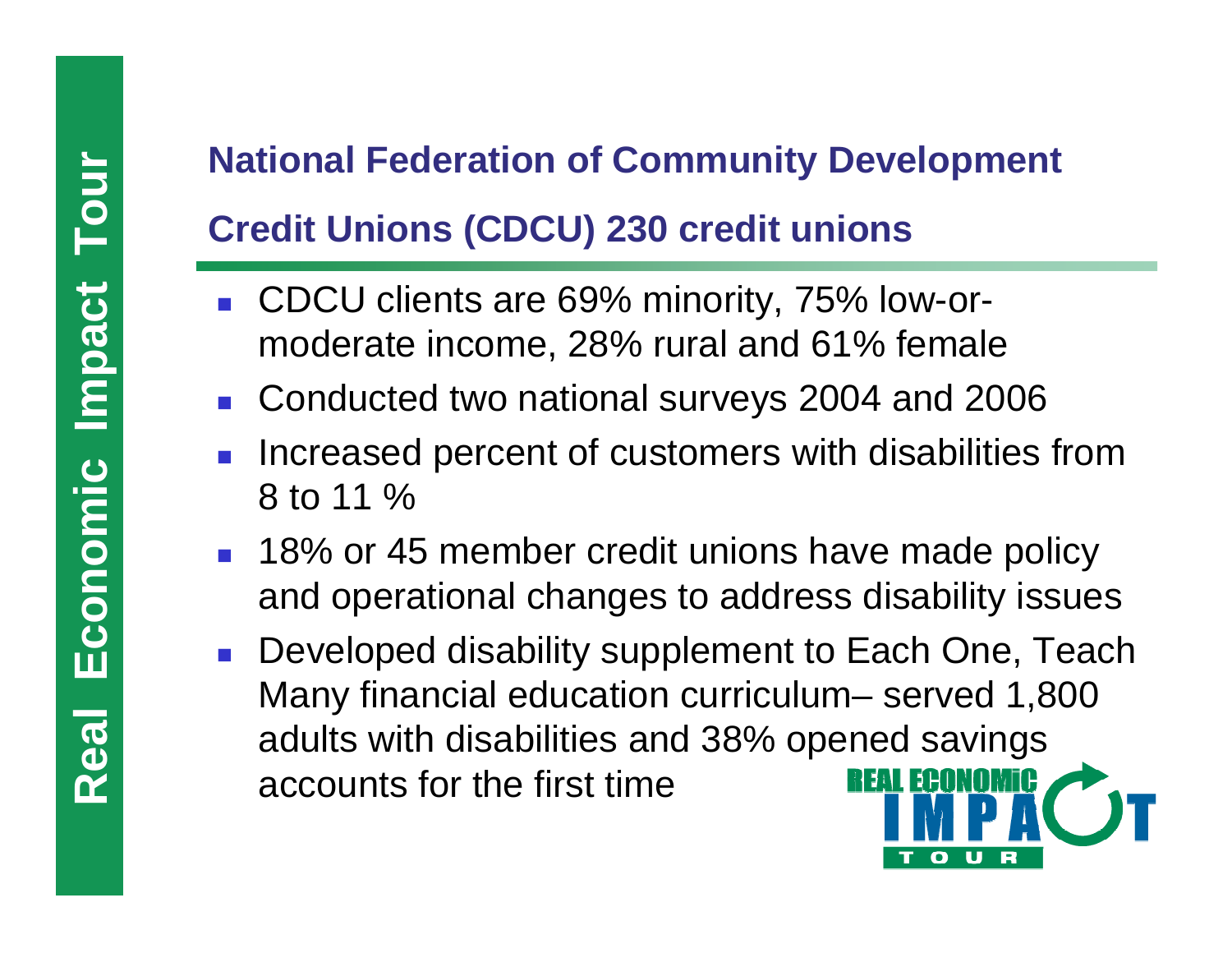## National Federation of Community Development Credit Unions (CDCU) 230 credit unions

- CDCU clients are 69% minority, 75% low-or-moderate income, 28% rural and 61% female
- Conducted two national surveys 2004 and 2006
- Increased percent of customers with disabilities from 8 to 11 %
- 18% or 45 member credit unions have made policy and operational changes to address disability issues
- Developed disability supplement to Each One, Teach Many financial education curriculum– served 1,800 adults with disabilities and 38% opened savings accounts for the first time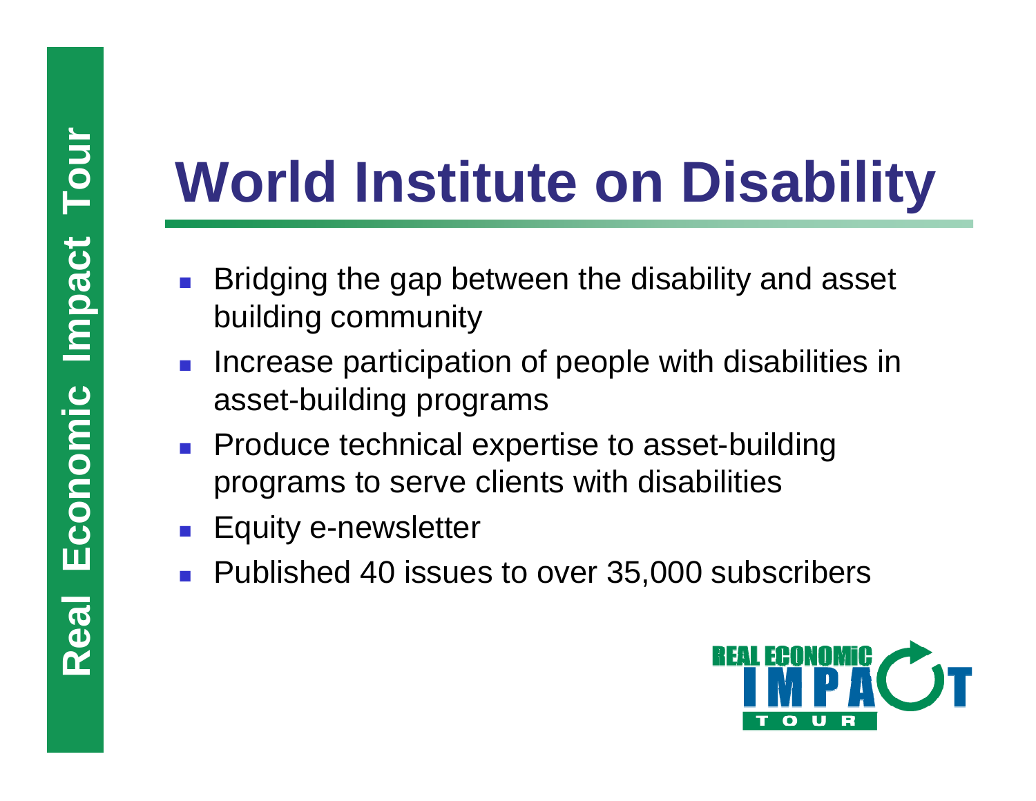# World Institute on Disability

- Bridging the gap between the disability and asset building community
- Increase participation of people with disabilities in asset-building programs
- Produce technical expertise to asset-building programs to serve clients with disabilities
- Equity e-newsletter
- Published 40 issues to over 35,000 subscribers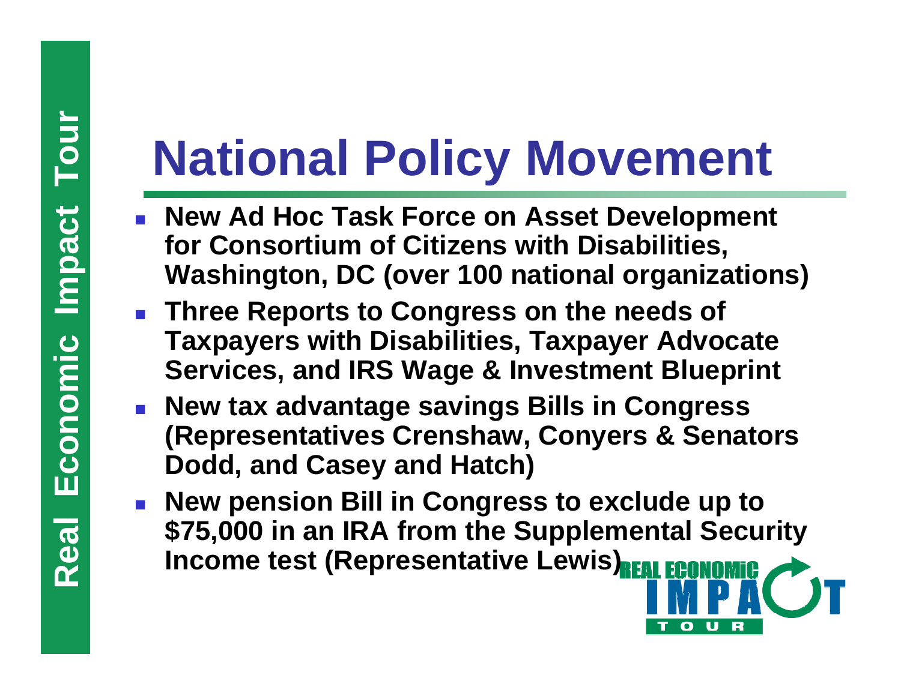# National Policy Movement

- **New Ad Hoc Task Force on Asset Development for Consortium of Citizens with Disabilities, Washington, DC (over 100 national organizations)**
- **Three Reports to Congress on the needs of Taxpayers with Disabilities, Taxpayer Advocate Services, and IRS Wage & Investment Blueprint**
- **New tax advantage savings Bills in Congress (Representatives Crenshaw, Conyers & Senators Dodd, and Casey and Hatch)**
- **New pension Bill in Congress to exclude up to $75,000 in an IRA from the Supplemental Security Income test (Representative Lewis)**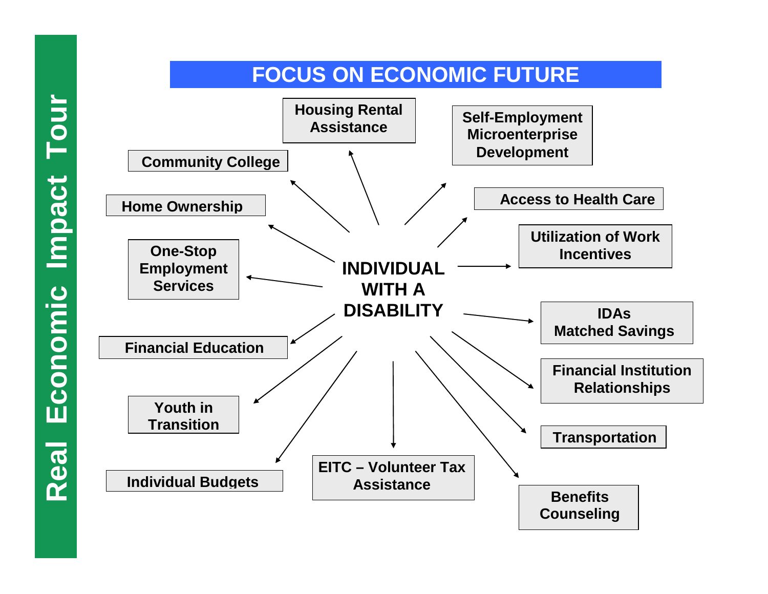# Real Economic Impact Tour

## FOCUS ON ECONOMIC FUTURE

**INDIVIDUAL WITH A DISABILITY**

- Housing Rental Assistance
- Self-Employment Microenterprise Development
- Access to Health Care
- Utilization of Work Incentives
- IDAs Matched Savings
- Financial Institution Relationships
- Transportation
- Benefits Counseling
- EITC – Volunteer Tax Assistance
- Individual Budgets
- Youth in Transition
- Financial Education
- One-Stop Employment Services
- Home Ownership
- Community College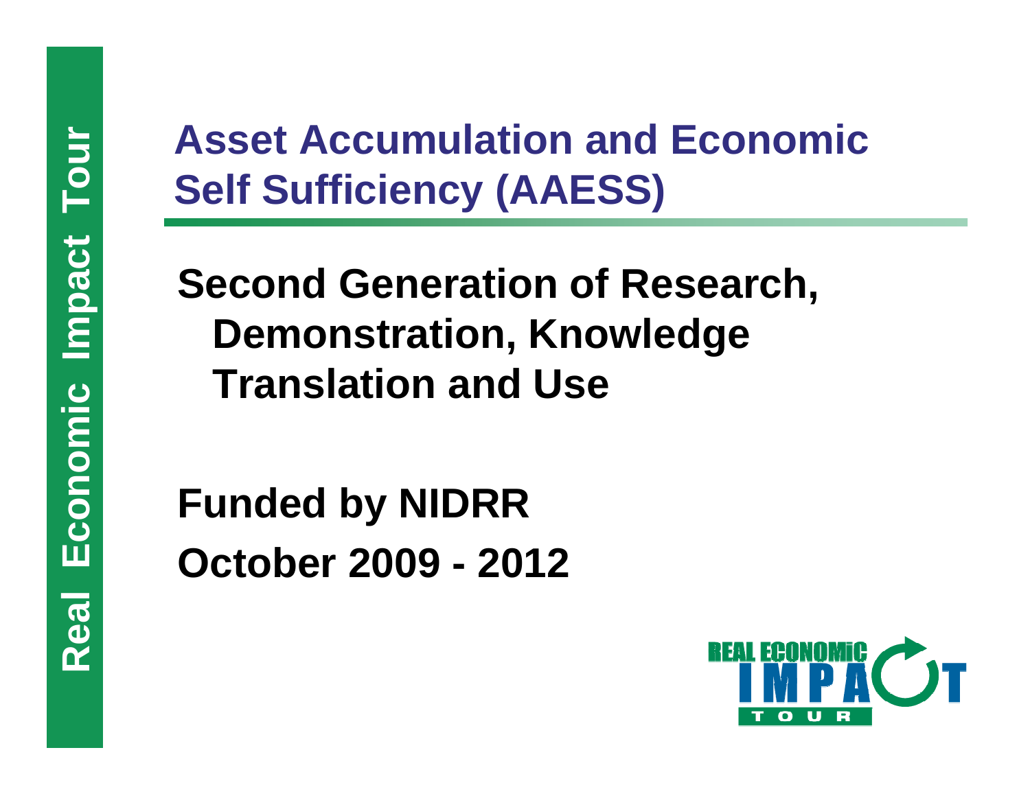# Asset Accumulation and Economic Self Sufficiency (AAESS)

**Second Generation of Research, Demonstration, Knowledge Translation and Use**

**Funded by NIDRR**

**October 2009 - 2012**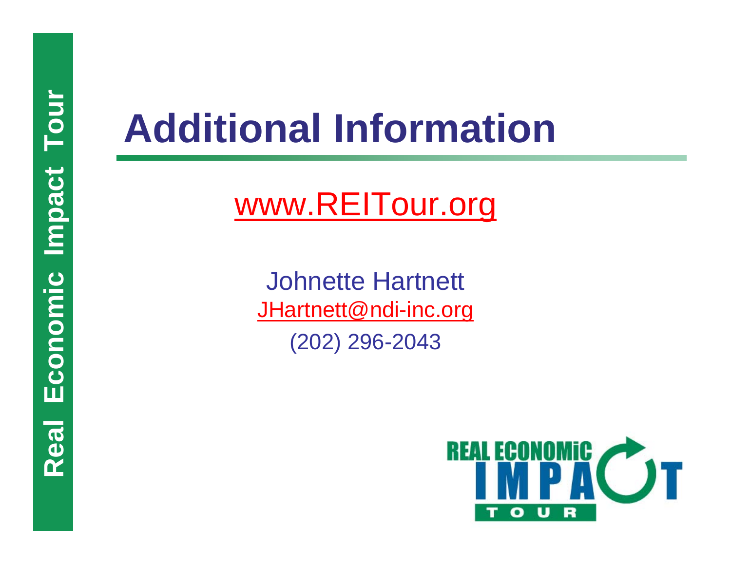# Additional Information

www.REITour.org

Johnette Hartnett

JHartnett@ndi-inc.org

(202) 296-2043